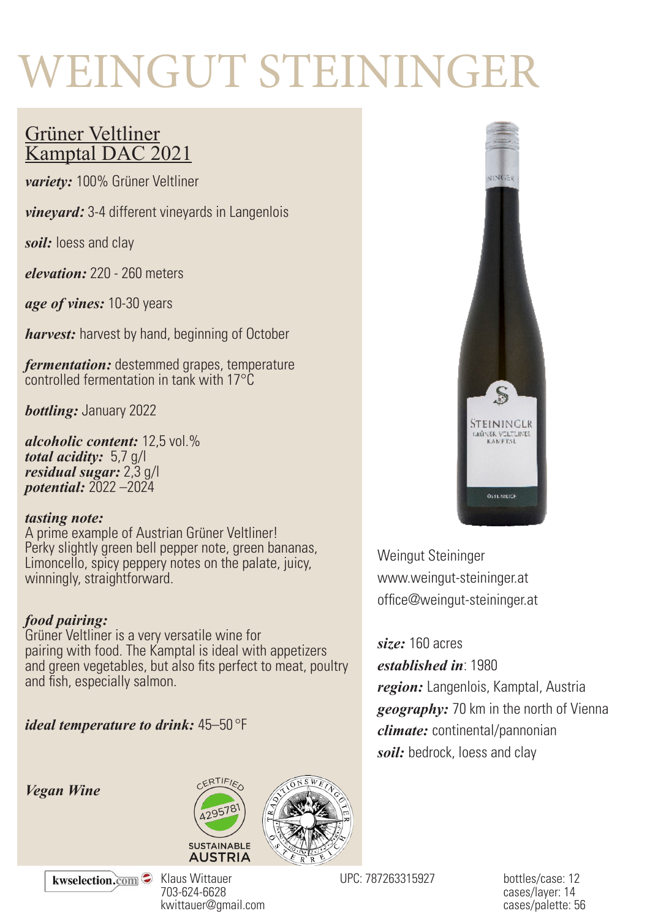# WEINGUT STEININGER

## Grüner Veltliner Kamptal DAC 2021

***variety:*** 100% Grüner Veltliner

***vineyard:*** 3-4 different vineyards in Langenlois

***soil:*** loess and clay

***elevation:*** 220 - 260 meters

***age of vines:*** 10-30 years

***harvest:*** harvest by hand, beginning of October

***fermentation:*** destemmed grapes, temperature controlled fermentation in tank with 17°C

***bottling:*** January 2022

***alcoholic content:*** 12,5 vol.%
***total acidity:*** 5,7 g/l
***residual sugar:*** 2,3 g/l
***potential:*** 2022 –2024

***tasting note:***
A prime example of Austrian Grüner Veltliner! Perky slightly green bell pepper note, green bananas, Limoncello, spicy peppery notes on the palate, juicy, winningly, straightforward.

***food pairing:***
Grüner Veltliner is a very versatile wine for pairing with food. The Kamptal is ideal with appetizers and green vegetables, but also fits perfect to meat, poultry and fish, especially salmon.

***ideal temperature to drink:*** 45–50 °F

***Vegan Wine***

CERTIFIED 4295781 SUSTAINABLE AUSTRIA

TRADITIONSWEINGÜTER ÖSTERREICH

Weingut Steininger
www.weingut-steininger.at
office@weingut-steininger.at

***size:*** 160 acres
***established in***: 1980
***region:*** Langenlois, Kamptal, Austria
***geography:*** 70 km in the north of Vienna
***climate:*** continental/pannonian
***soil:*** bedrock, loess and clay

kwselection.com
Klaus Wittauer
703-624-6628
kwittauer@gmail.com

UPC: 787263315927

bottles/case: 12
cases/layer: 14
cases/palette: 56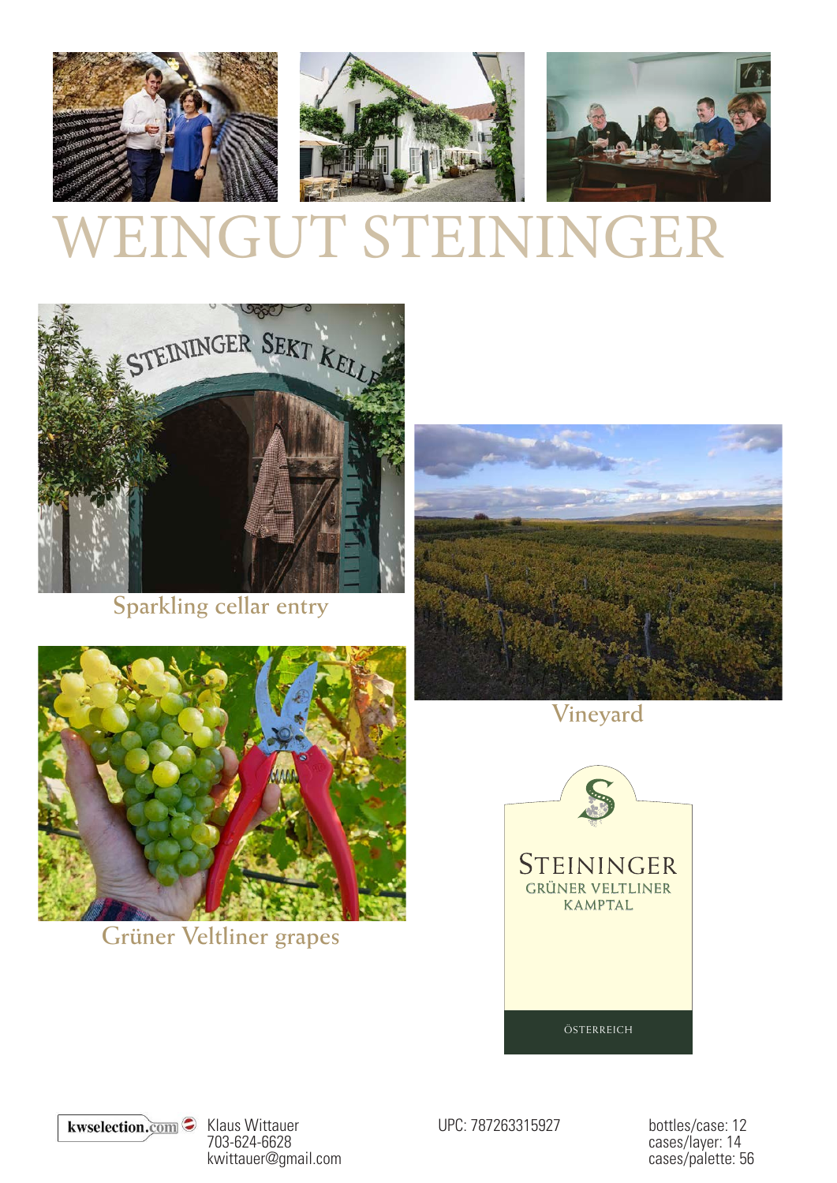# WEINGUT STEININGER

Sparkling cellar entry

Vineyard

Grüner Veltliner grapes

STEININGER
GRÜNER VELTLINER
KAMPTAL

ÖSTERREICH

kwselection.com

Klaus Wittauer
703-624-6628
kwittauer@gmail.com

UPC: 787263315927

bottles/case: 12
cases/layer: 14
cases/palette: 56